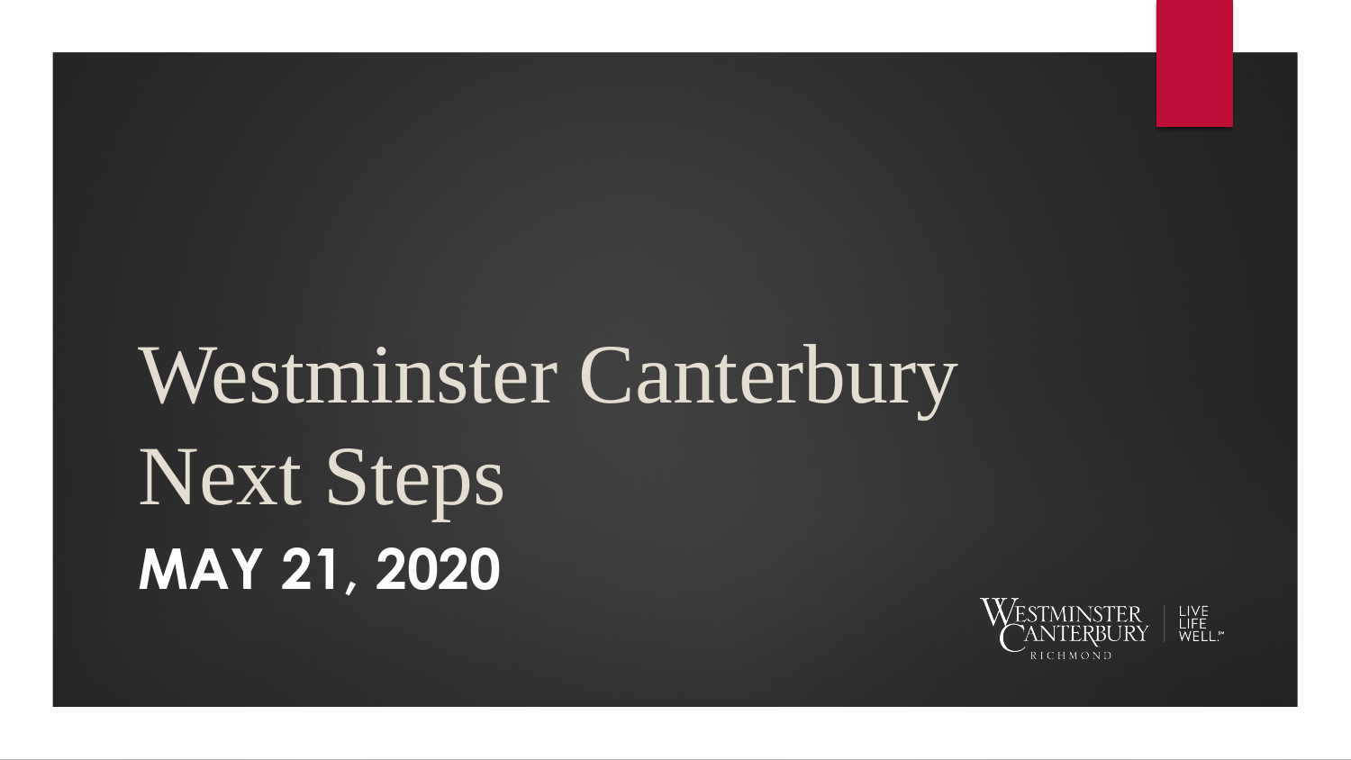# Westminster Canterbury Next Steps

**MAY 21, 2020**

WESTMINSTER CANTERBURY RICHMOND | LIVE LIFE WELL.℠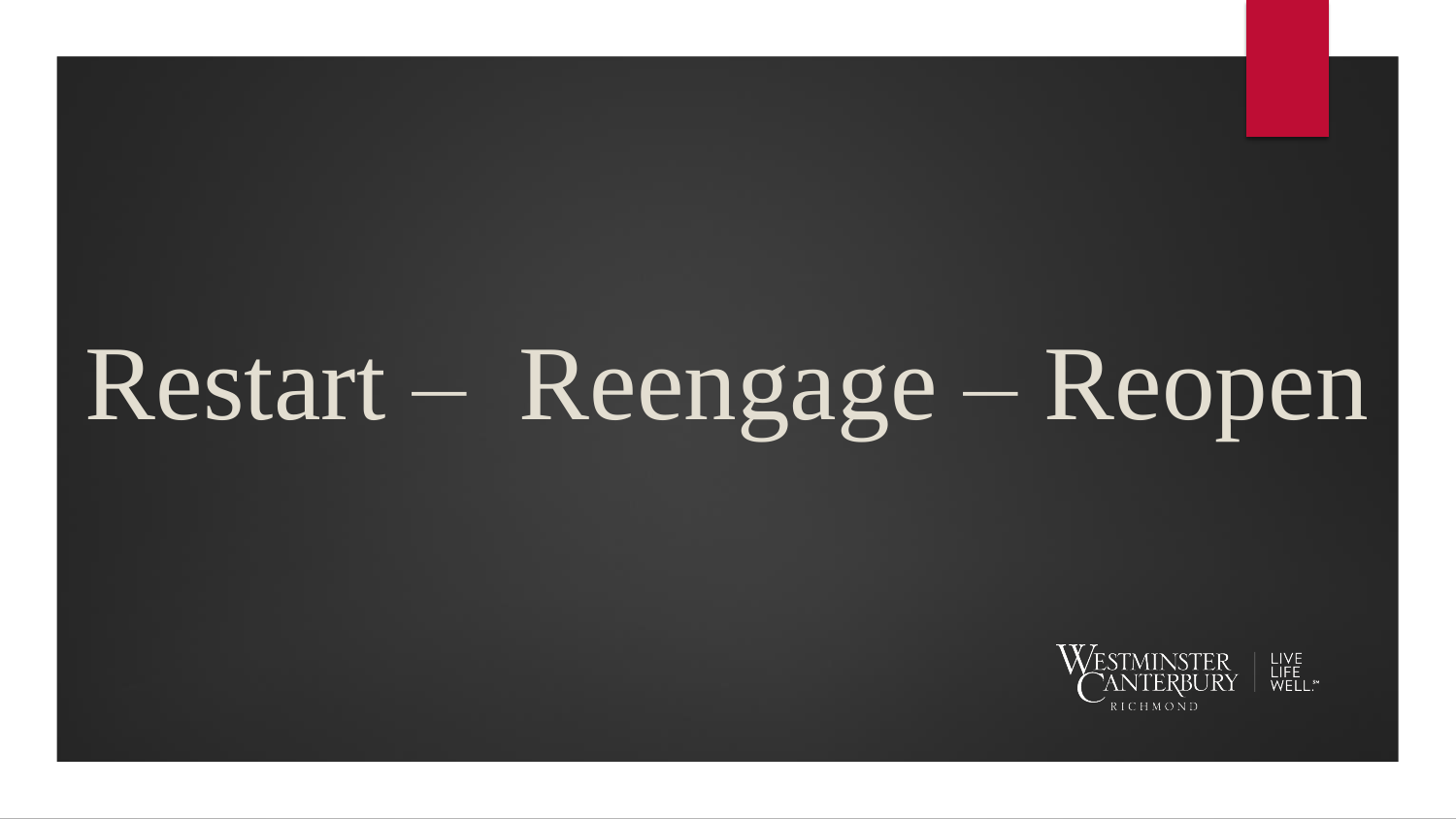# Restart – Reengage – Reopen

WESTMINSTER CANTERBURY RICHMOND | LIVE LIFE WELL.℠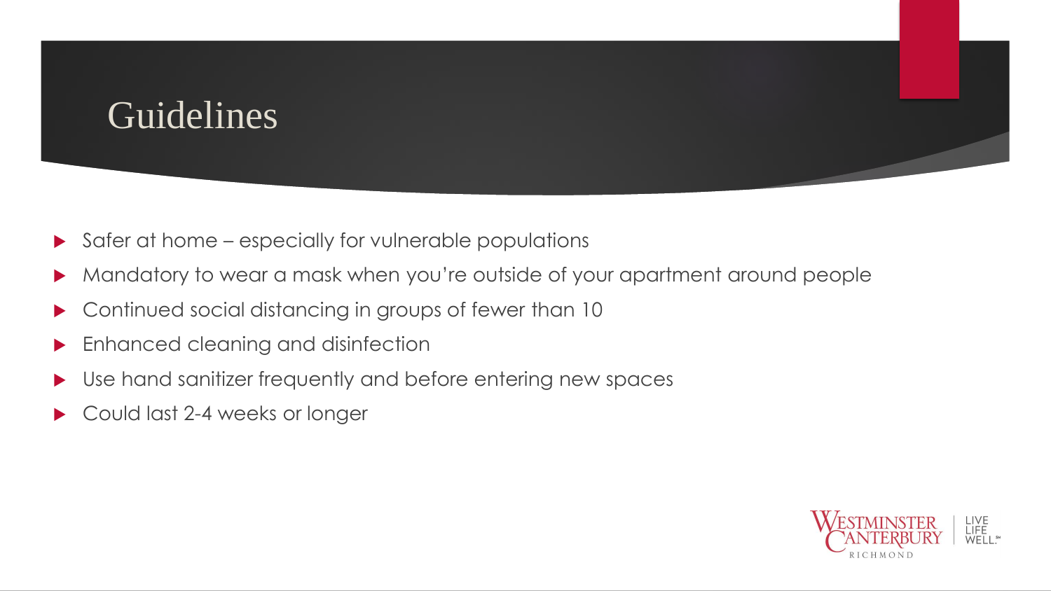# Guidelines

- Safer at home – especially for vulnerable populations
- Mandatory to wear a mask when you're outside of your apartment around people
- Continued social distancing in groups of fewer than 10
- Enhanced cleaning and disinfection
- Use hand sanitizer frequently and before entering new spaces
- Could last 2-4 weeks or longer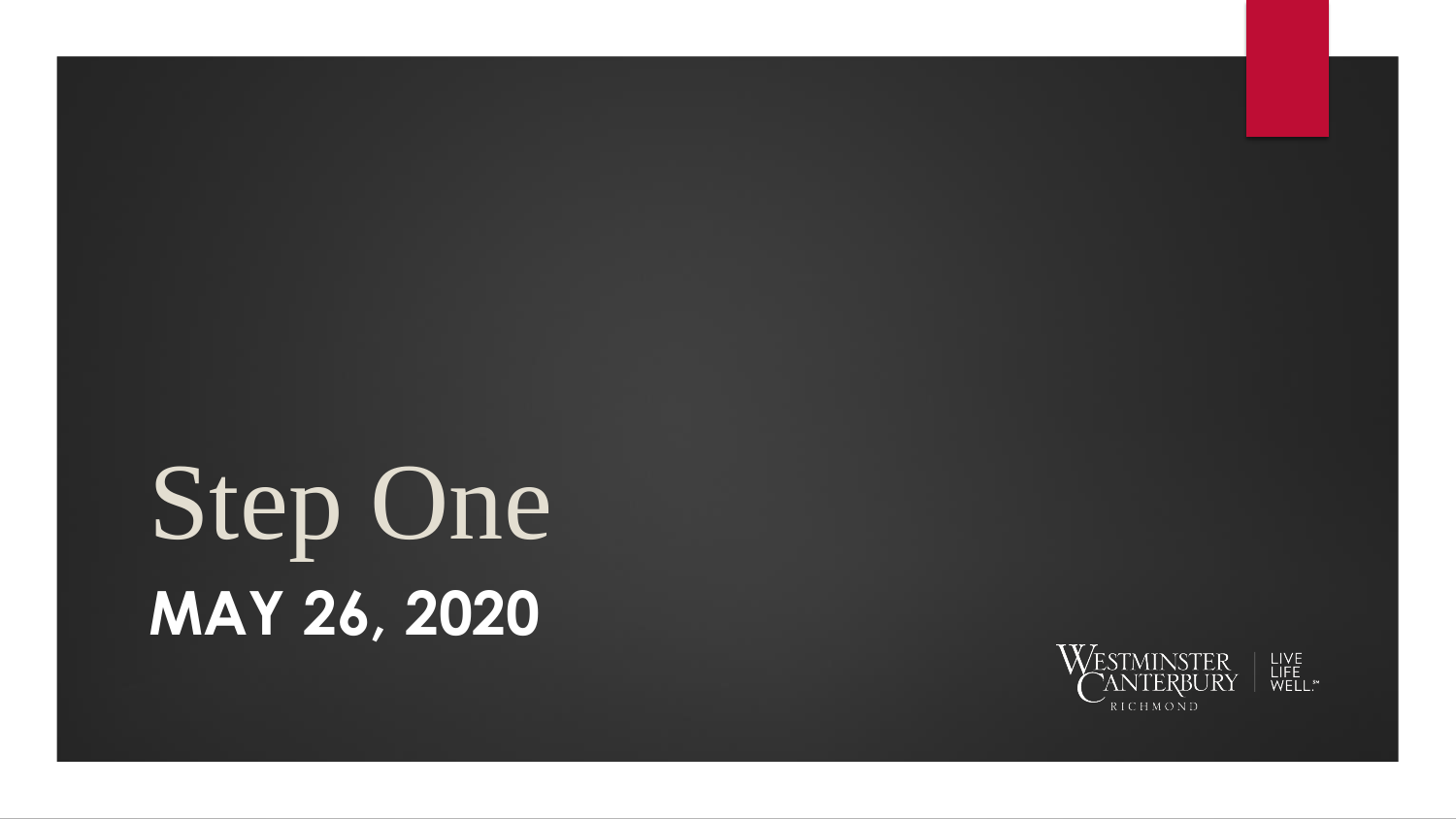# Step One

**MAY 26, 2020**

WESTMINSTER CANTERBURY RICHMOND | LIVE LIFE WELL.℠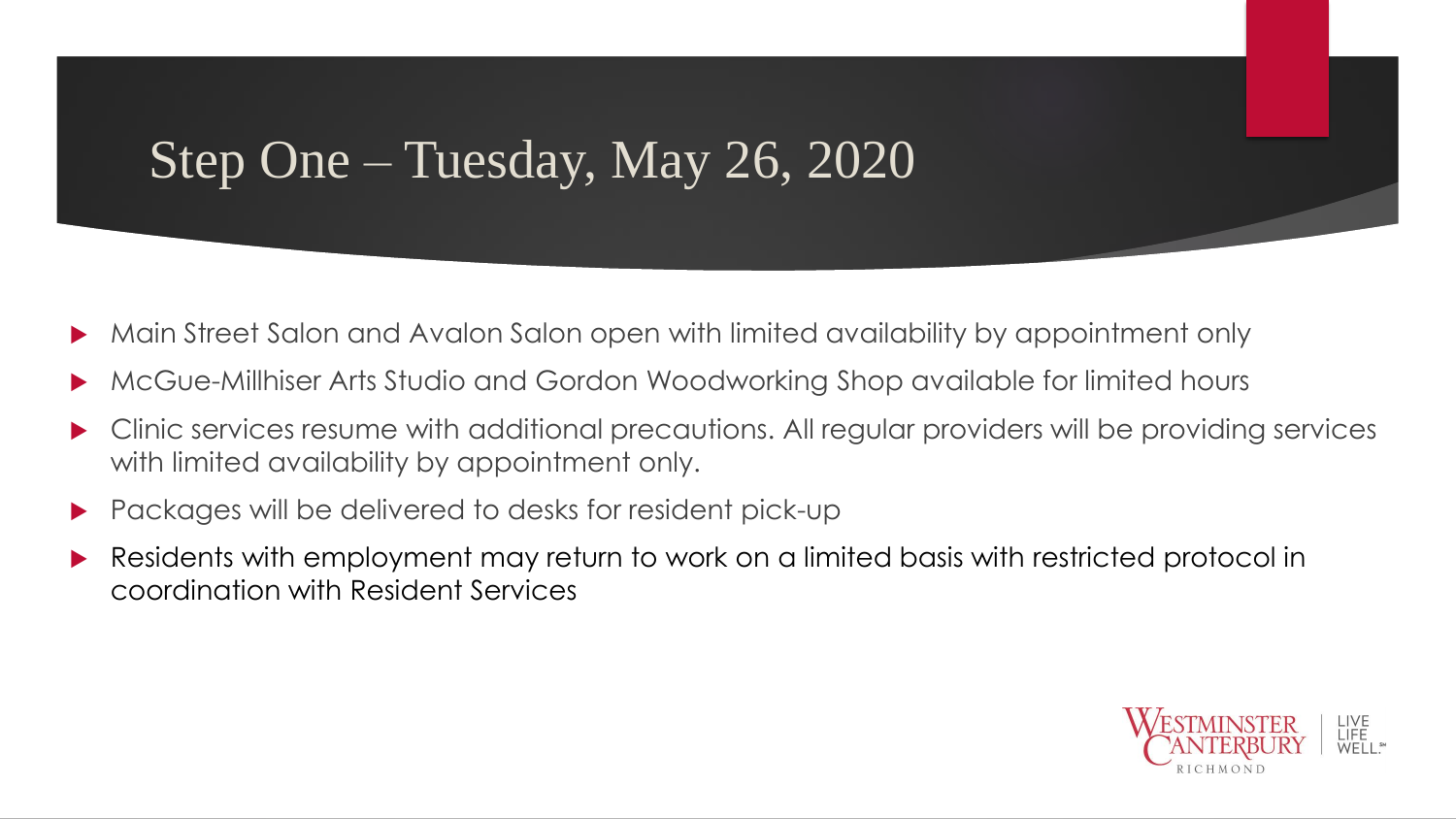# Step One – Tuesday, May 26, 2020

- Main Street Salon and Avalon Salon open with limited availability by appointment only
- McGue-Millhiser Arts Studio and Gordon Woodworking Shop available for limited hours
- Clinic services resume with additional precautions. All regular providers will be providing services with limited availability by appointment only.
- Packages will be delivered to desks for resident pick-up
- Residents with employment may return to work on a limited basis with restricted protocol in coordination with Resident Services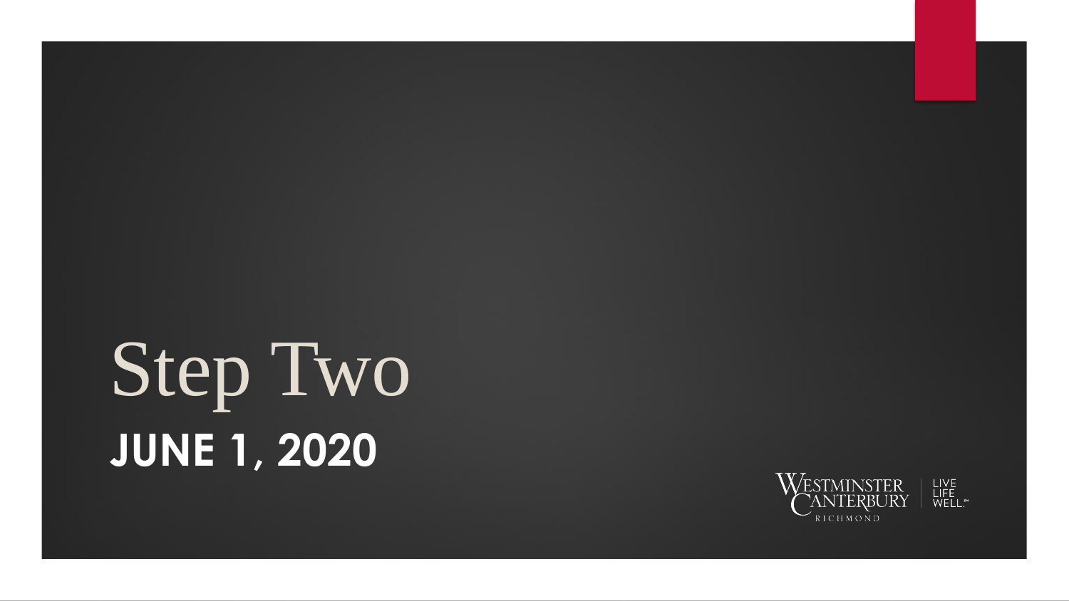# Step Two

## JUNE 1, 2020

Westminster Canterbury Richmond

LIVE LIFE WELL.℠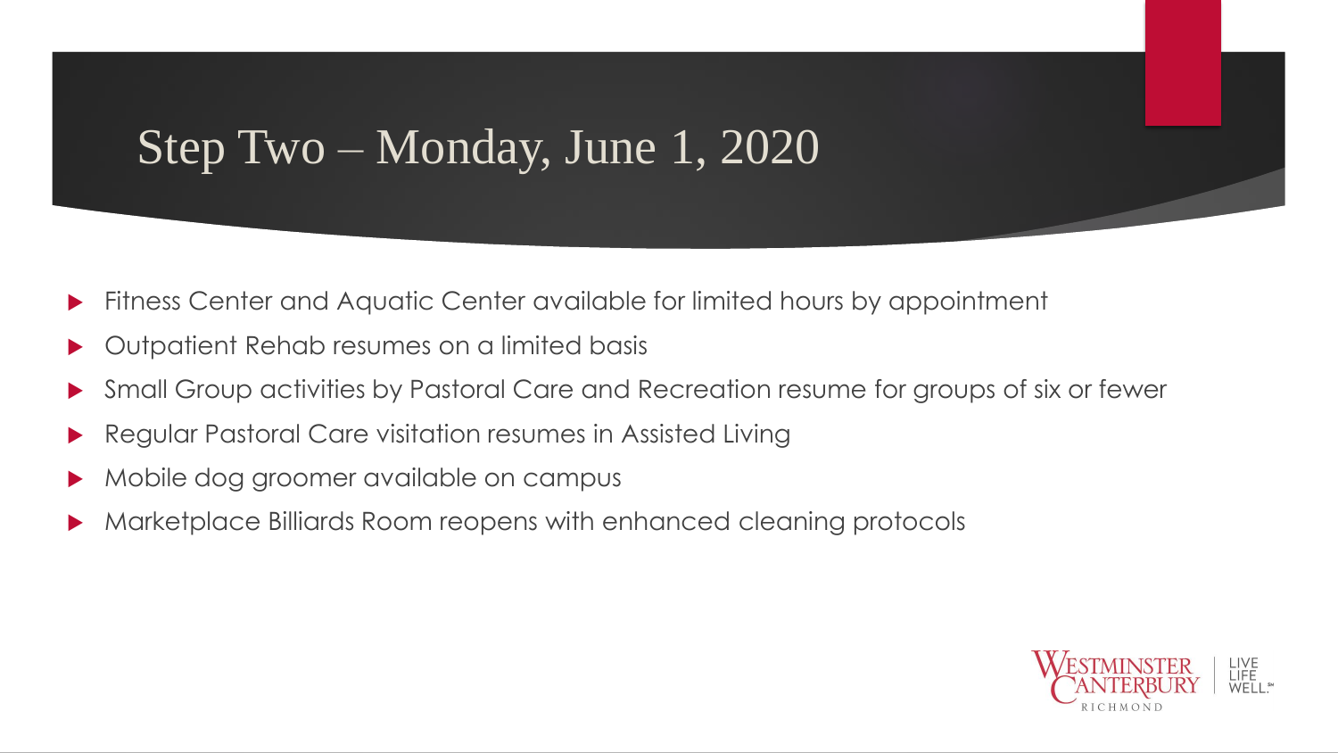# Step Two – Monday, June 1, 2020

- Fitness Center and Aquatic Center available for limited hours by appointment
- Outpatient Rehab resumes on a limited basis
- Small Group activities by Pastoral Care and Recreation resume for groups of six or fewer
- Regular Pastoral Care visitation resumes in Assisted Living
- Mobile dog groomer available on campus
- Marketplace Billiards Room reopens with enhanced cleaning protocols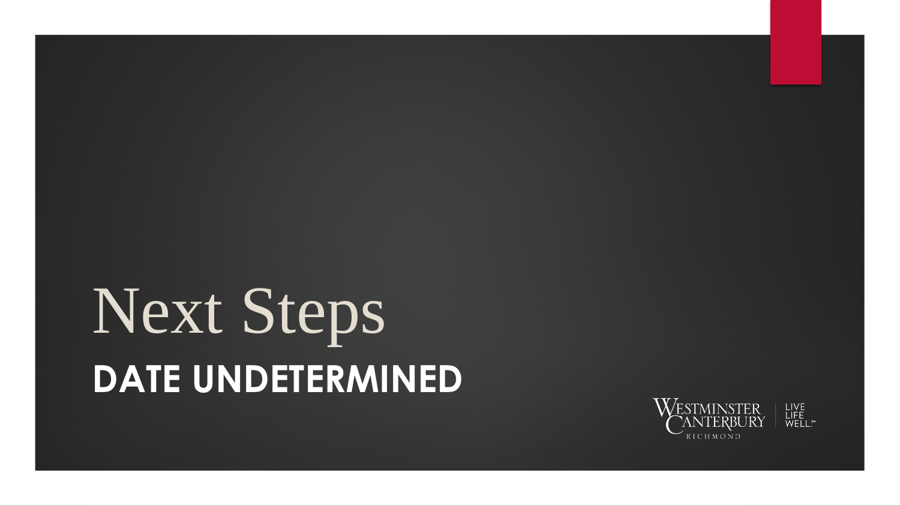# Next Steps

## DATE UNDETERMINED

WESTMINSTER CANTERBURY RICHMOND

LIVE LIFE WELL.℠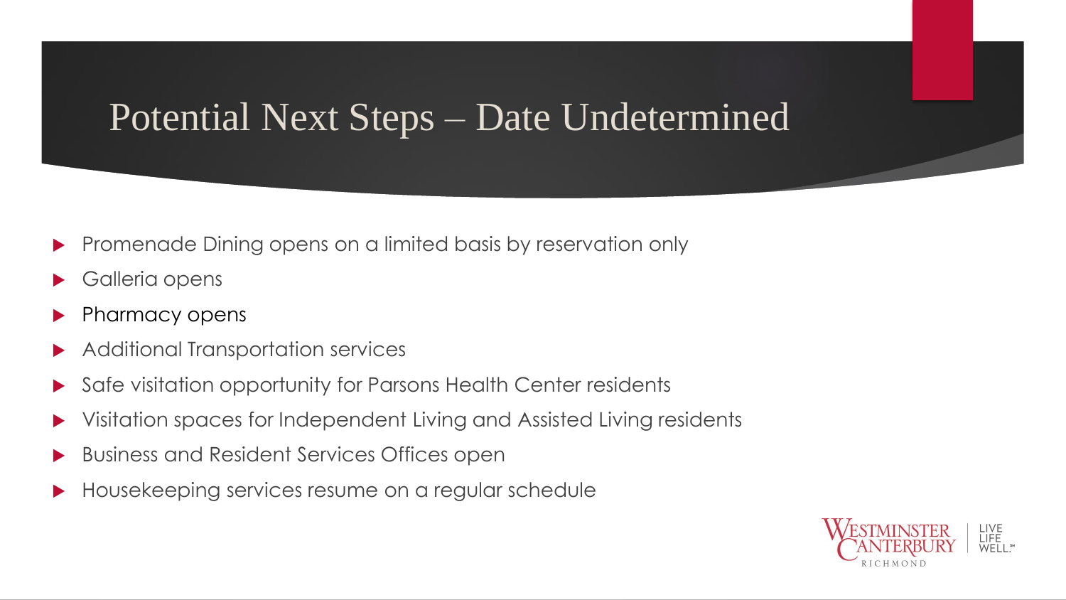# Potential Next Steps – Date Undetermined

- Promenade Dining opens on a limited basis by reservation only
- Galleria opens
- Pharmacy opens
- Additional Transportation services
- Safe visitation opportunity for Parsons Health Center residents
- Visitation spaces for Independent Living and Assisted Living residents
- Business and Resident Services Offices open
- Housekeeping services resume on a regular schedule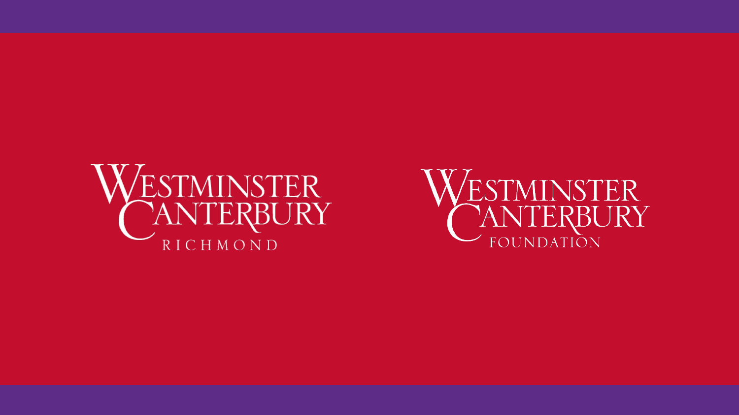WESTMINSTER CANTERBURY
RICHMOND

WESTMINSTER CANTERBURY
FOUNDATION